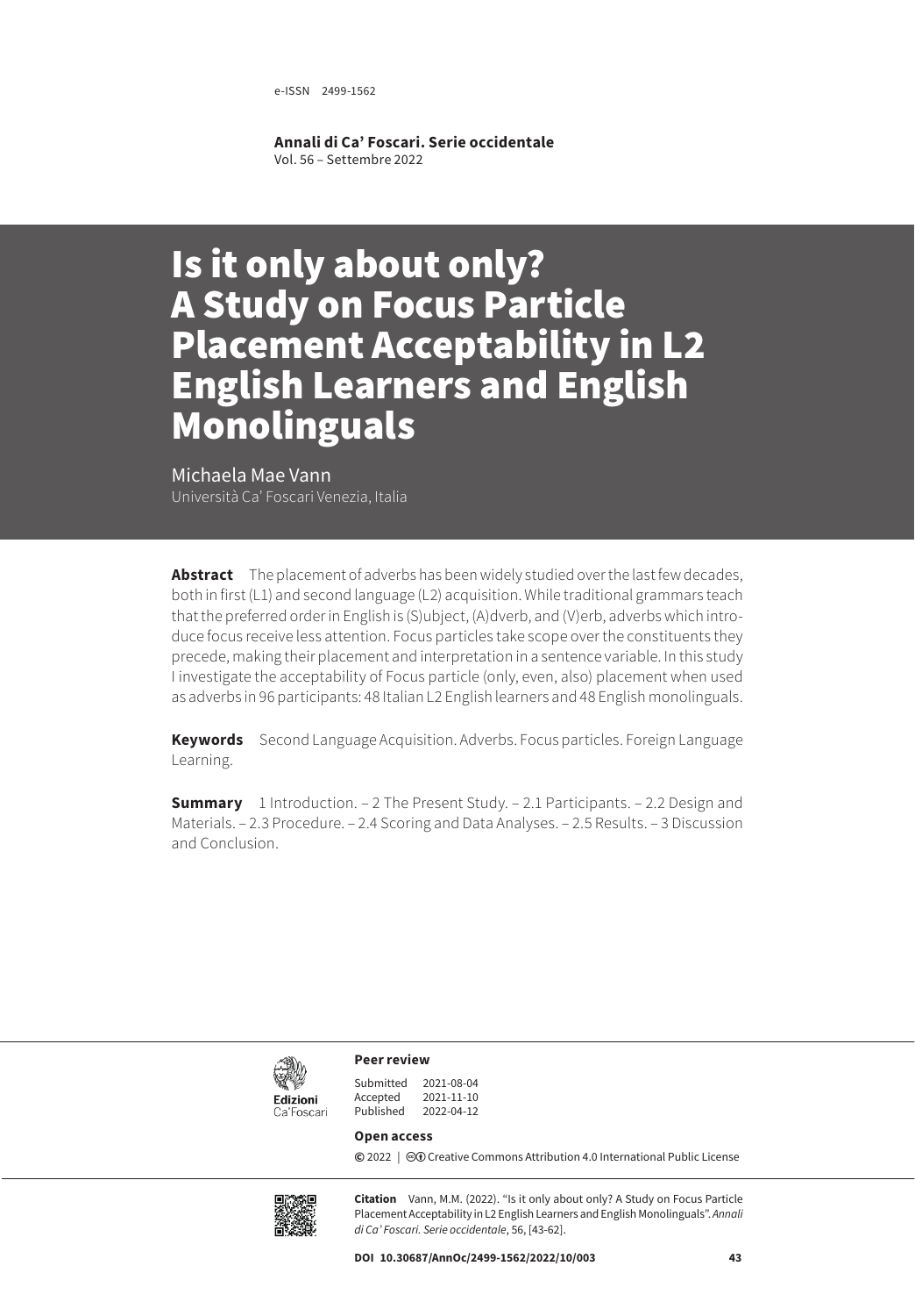e-ISSN 2499-1562

**Annali di Ca' Foscari. Serie occidentale**
Vol. 56 – Settembre 2022

# Is it only about only? A Study on Focus Particle Placement Acceptability in L2 English Learners and English Monolinguals

Michaela Mae Vann
Università Ca' Foscari Venezia, Italia

**Abstract** The placement of adverbs has been widely studied over the last few decades, both in first (L1) and second language (L2) acquisition. While traditional grammars teach that the preferred order in English is (S)ubject, (A)dverb, and (V)erb, adverbs which introduce focus receive less attention. Focus particles take scope over the constituents they precede, making their placement and interpretation in a sentence variable. In this study I investigate the acceptability of Focus particle (only, even, also) placement when used as adverbs in 96 participants: 48 Italian L2 English learners and 48 English monolinguals.

**Keywords** Second Language Acquisition. Adverbs. Focus particles. Foreign Language Learning.

**Summary** 1 Introduction. – 2 The Present Study. – 2.1 Participants. – 2.2 Design and Materials. – 2.3 Procedure. – 2.4 Scoring and Data Analyses. – 2.5 Results. – 3 Discussion and Conclusion.

Edizioni Ca'Foscari

**Peer review**

Submitted 2021-08-04
Accepted 2021-11-10
Published 2022-04-12

**Open access**

© 2022 | Creative Commons Attribution 4.0 International Public License

**Citation** Vann, M.M. (2022). "Is it only about only? A Study on Focus Particle Placement Acceptability in L2 English Learners and English Monolinguals". *Annali di Ca' Foscari. Serie occidentale*, 56, [43-62].

**DOI 10.30687/AnnOc/2499-1562/2022/10/003**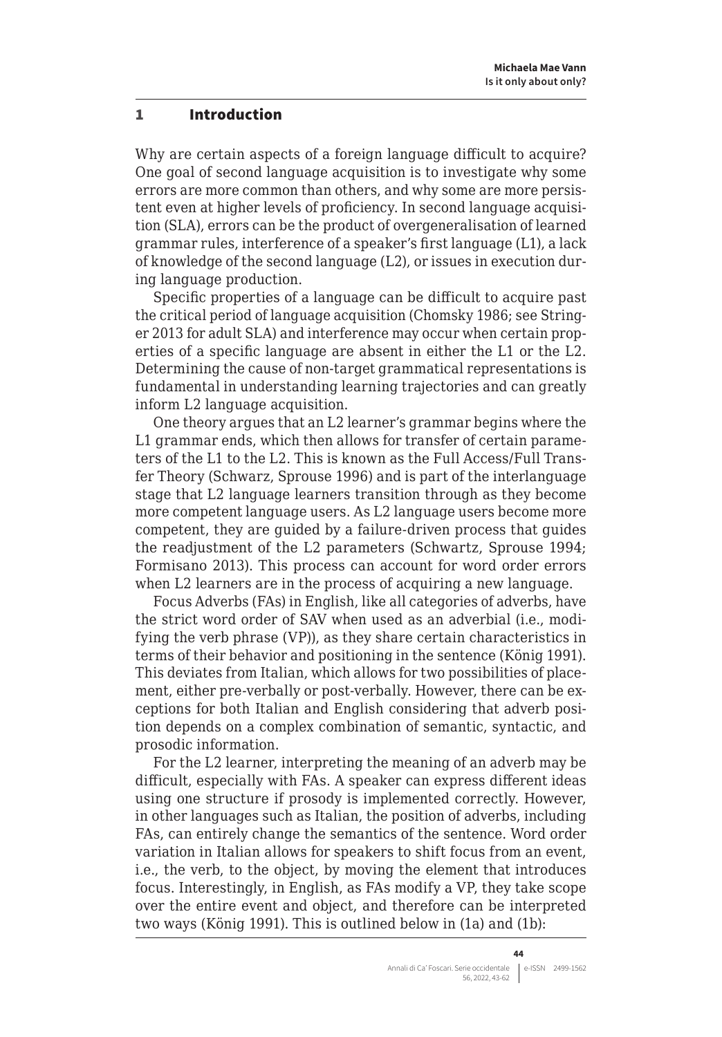## 1 Introduction

Why are certain aspects of a foreign language difficult to acquire? One goal of second language acquisition is to investigate why some errors are more common than others, and why some are more persistent even at higher levels of proficiency. In second language acquisition (SLA), errors can be the product of overgeneralisation of learned grammar rules, interference of a speaker's first language (L1), a lack of knowledge of the second language (L2), or issues in execution during language production.

Specific properties of a language can be difficult to acquire past the critical period of language acquisition (Chomsky 1986; see Stringer 2013 for adult SLA) and interference may occur when certain properties of a specific language are absent in either the L1 or the L2. Determining the cause of non-target grammatical representations is fundamental in understanding learning trajectories and can greatly inform L2 language acquisition.

One theory argues that an L2 learner's grammar begins where the L1 grammar ends, which then allows for transfer of certain parameters of the L1 to the L2. This is known as the Full Access/Full Transfer Theory (Schwarz, Sprouse 1996) and is part of the interlanguage stage that L2 language learners transition through as they become more competent language users. As L2 language users become more competent, they are guided by a failure-driven process that guides the readjustment of the L2 parameters (Schwartz, Sprouse 1994; Formisano 2013). This process can account for word order errors when L2 learners are in the process of acquiring a new language.

Focus Adverbs (FAs) in English, like all categories of adverbs, have the strict word order of SAV when used as an adverbial (i.e., modifying the verb phrase (VP)), as they share certain characteristics in terms of their behavior and positioning in the sentence (König 1991). This deviates from Italian, which allows for two possibilities of placement, either pre-verbally or post-verbally. However, there can be exceptions for both Italian and English considering that adverb position depends on a complex combination of semantic, syntactic, and prosodic information.

For the L2 learner, interpreting the meaning of an adverb may be difficult, especially with FAs. A speaker can express different ideas using one structure if prosody is implemented correctly. However, in other languages such as Italian, the position of adverbs, including FAs, can entirely change the semantics of the sentence. Word order variation in Italian allows for speakers to shift focus from an event, i.e., the verb, to the object, by moving the element that introduces focus. Interestingly, in English, as FAs modify a VP, they take scope over the entire event and object, and therefore can be interpreted two ways (König 1991). This is outlined below in (1a) and (1b):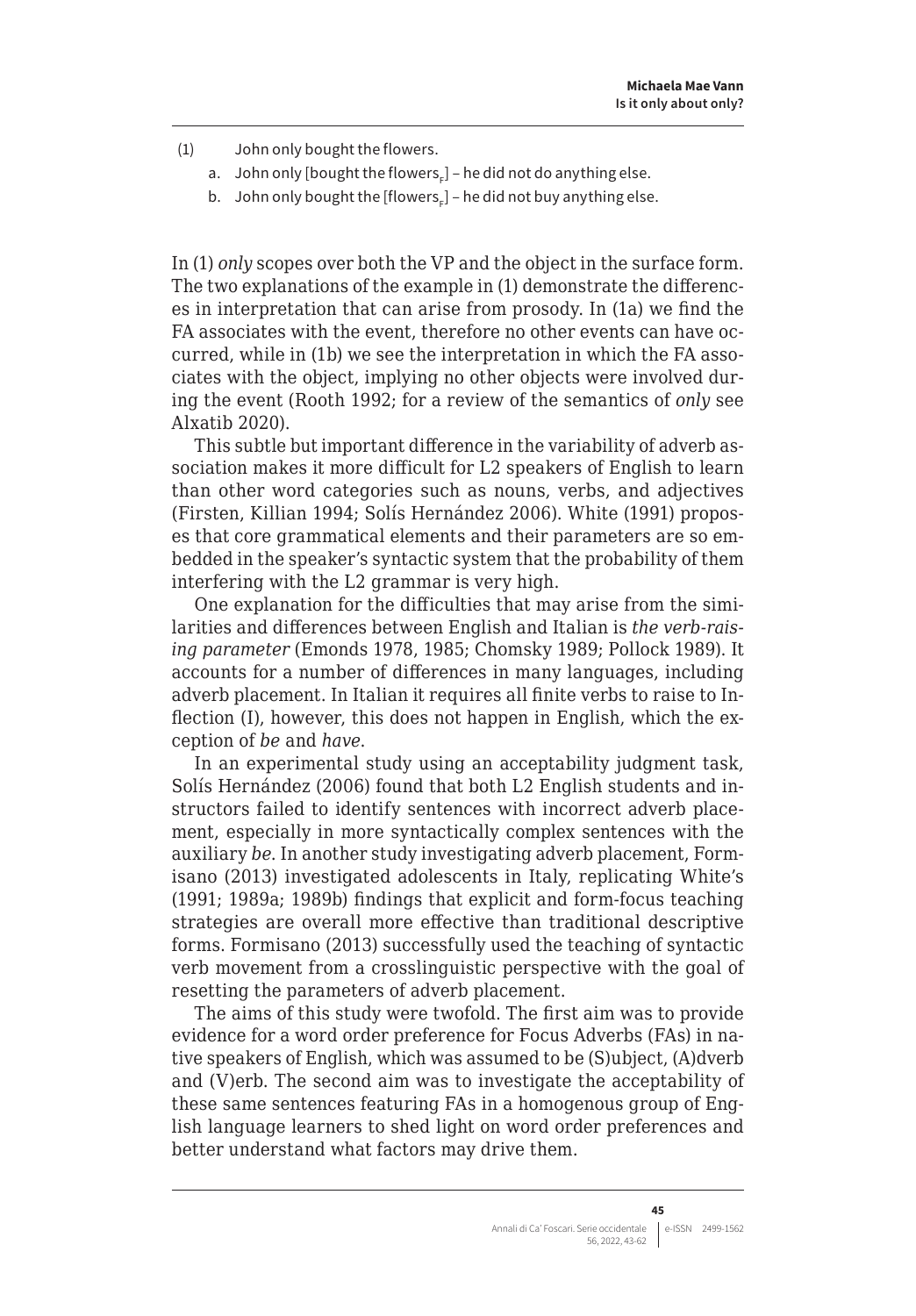(1) John only bought the flowers.

a. John only [bought the flowers$_F$] – he did not do anything else.

b. John only bought the [flowers$_F$] – he did not buy anything else.

In (1) *only* scopes over both the VP and the object in the surface form. The two explanations of the example in (1) demonstrate the differences in interpretation that can arise from prosody. In (1a) we find the FA associates with the event, therefore no other events can have occurred, while in (1b) we see the interpretation in which the FA associates with the object, implying no other objects were involved during the event (Rooth 1992; for a review of the semantics of *only* see Alxatib 2020).

This subtle but important difference in the variability of adverb association makes it more difficult for L2 speakers of English to learn than other word categories such as nouns, verbs, and adjectives (Firsten, Killian 1994; Solís Hernández 2006). White (1991) proposes that core grammatical elements and their parameters are so embedded in the speaker's syntactic system that the probability of them interfering with the L2 grammar is very high.

One explanation for the difficulties that may arise from the similarities and differences between English and Italian is *the verb-raising parameter* (Emonds 1978, 1985; Chomsky 1989; Pollock 1989). It accounts for a number of differences in many languages, including adverb placement. In Italian it requires all finite verbs to raise to Inflection (I), however, this does not happen in English, which the exception of *be* and *have*.

In an experimental study using an acceptability judgment task, Solís Hernández (2006) found that both L2 English students and instructors failed to identify sentences with incorrect adverb placement, especially in more syntactically complex sentences with the auxiliary *be*. In another study investigating adverb placement, Formisano (2013) investigated adolescents in Italy, replicating White's (1991; 1989a; 1989b) findings that explicit and form-focus teaching strategies are overall more effective than traditional descriptive forms. Formisano (2013) successfully used the teaching of syntactic verb movement from a crosslinguistic perspective with the goal of resetting the parameters of adverb placement.

The aims of this study were twofold. The first aim was to provide evidence for a word order preference for Focus Adverbs (FAs) in native speakers of English, which was assumed to be (S)ubject, (A)dverb and (V)erb. The second aim was to investigate the acceptability of these same sentences featuring FAs in a homogenous group of English language learners to shed light on word order preferences and better understand what factors may drive them.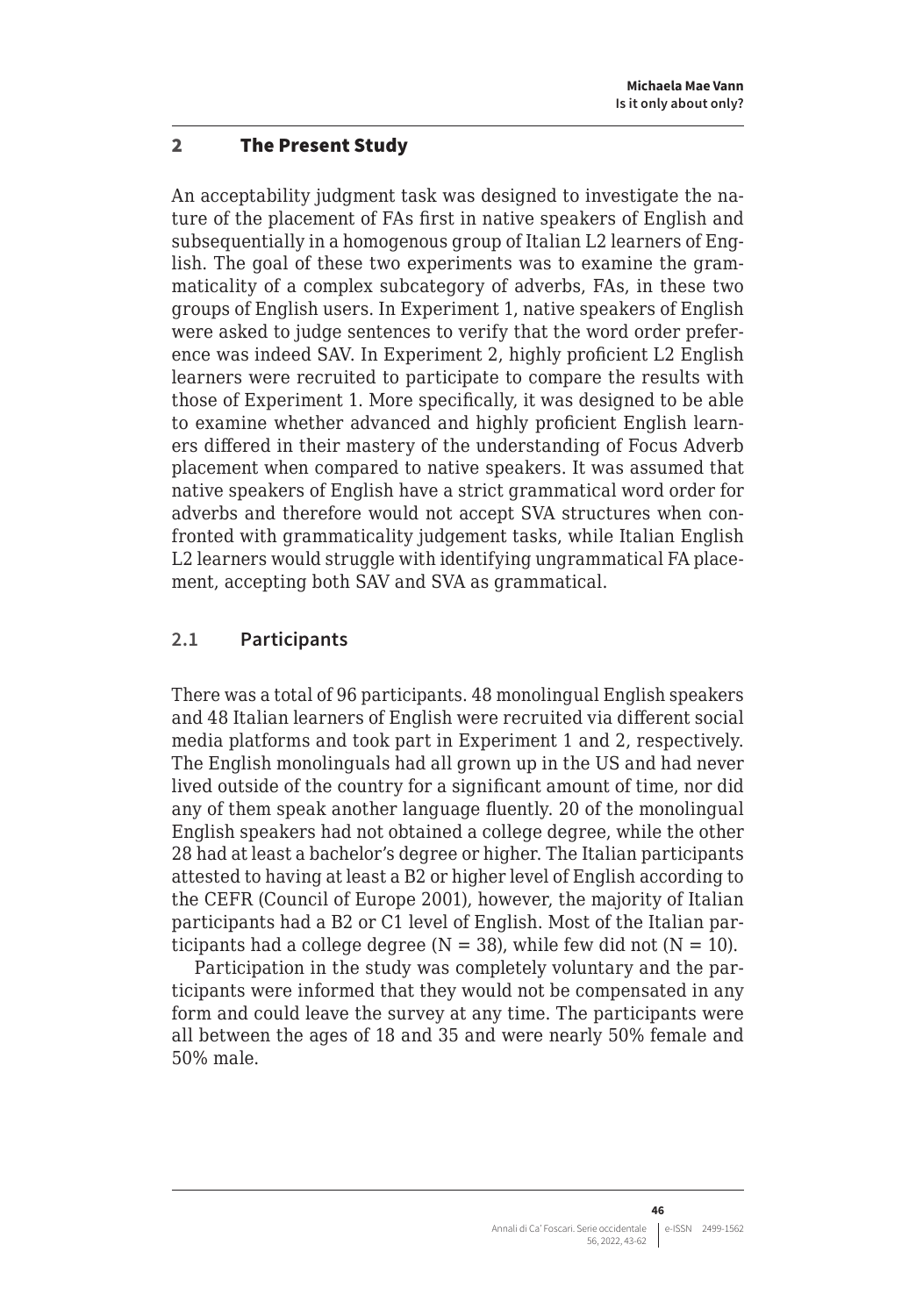## 2 The Present Study

An acceptability judgment task was designed to investigate the nature of the placement of FAs first in native speakers of English and subsequentially in a homogenous group of Italian L2 learners of English. The goal of these two experiments was to examine the grammaticality of a complex subcategory of adverbs, FAs, in these two groups of English users. In Experiment 1, native speakers of English were asked to judge sentences to verify that the word order preference was indeed SAV. In Experiment 2, highly proficient L2 English learners were recruited to participate to compare the results with those of Experiment 1. More specifically, it was designed to be able to examine whether advanced and highly proficient English learners differed in their mastery of the understanding of Focus Adverb placement when compared to native speakers. It was assumed that native speakers of English have a strict grammatical word order for adverbs and therefore would not accept SVA structures when confronted with grammaticality judgement tasks, while Italian English L2 learners would struggle with identifying ungrammatical FA placement, accepting both SAV and SVA as grammatical.

### 2.1 Participants

There was a total of 96 participants. 48 monolingual English speakers and 48 Italian learners of English were recruited via different social media platforms and took part in Experiment 1 and 2, respectively. The English monolinguals had all grown up in the US and had never lived outside of the country for a significant amount of time, nor did any of them speak another language fluently. 20 of the monolingual English speakers had not obtained a college degree, while the other 28 had at least a bachelor's degree or higher. The Italian participants attested to having at least a B2 or higher level of English according to the CEFR (Council of Europe 2001), however, the majority of Italian participants had a B2 or C1 level of English. Most of the Italian participants had a college degree (N = 38), while few did not (N = 10).

Participation in the study was completely voluntary and the participants were informed that they would not be compensated in any form and could leave the survey at any time. The participants were all between the ages of 18 and 35 and were nearly 50% female and 50% male.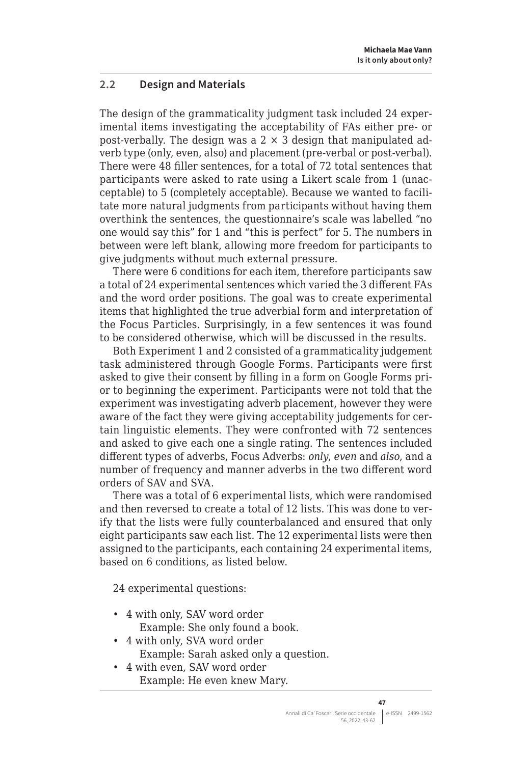## 2.2 Design and Materials

The design of the grammaticality judgment task included 24 experimental items investigating the acceptability of FAs either pre- or post-verbally. The design was a $2 \times 3$ design that manipulated adverb type (only, even, also) and placement (pre-verbal or post-verbal). There were 48 filler sentences, for a total of 72 total sentences that participants were asked to rate using a Likert scale from 1 (unacceptable) to 5 (completely acceptable). Because we wanted to facilitate more natural judgments from participants without having them overthink the sentences, the questionnaire's scale was labelled "no one would say this" for 1 and "this is perfect" for 5. The numbers in between were left blank, allowing more freedom for participants to give judgments without much external pressure.

There were 6 conditions for each item, therefore participants saw a total of 24 experimental sentences which varied the 3 different FAs and the word order positions. The goal was to create experimental items that highlighted the true adverbial form and interpretation of the Focus Particles. Surprisingly, in a few sentences it was found to be considered otherwise, which will be discussed in the results.

Both Experiment 1 and 2 consisted of a grammaticality judgement task administered through Google Forms. Participants were first asked to give their consent by filling in a form on Google Forms prior to beginning the experiment. Participants were not told that the experiment was investigating adverb placement, however they were aware of the fact they were giving acceptability judgements for certain linguistic elements. They were confronted with 72 sentences and asked to give each one a single rating. The sentences included different types of adverbs, Focus Adverbs: *only*, *even* and *also*, and a number of frequency and manner adverbs in the two different word orders of SAV and SVA.

There was a total of 6 experimental lists, which were randomised and then reversed to create a total of 12 lists. This was done to verify that the lists were fully counterbalanced and ensured that only eight participants saw each list. The 12 experimental lists were then assigned to the participants, each containing 24 experimental items, based on 6 conditions, as listed below.

24 experimental questions:

- 4 with only, SAV word order
  Example: She only found a book.
- 4 with only, SVA word order
  Example: Sarah asked only a question.
- 4 with even, SAV word order
  Example: He even knew Mary.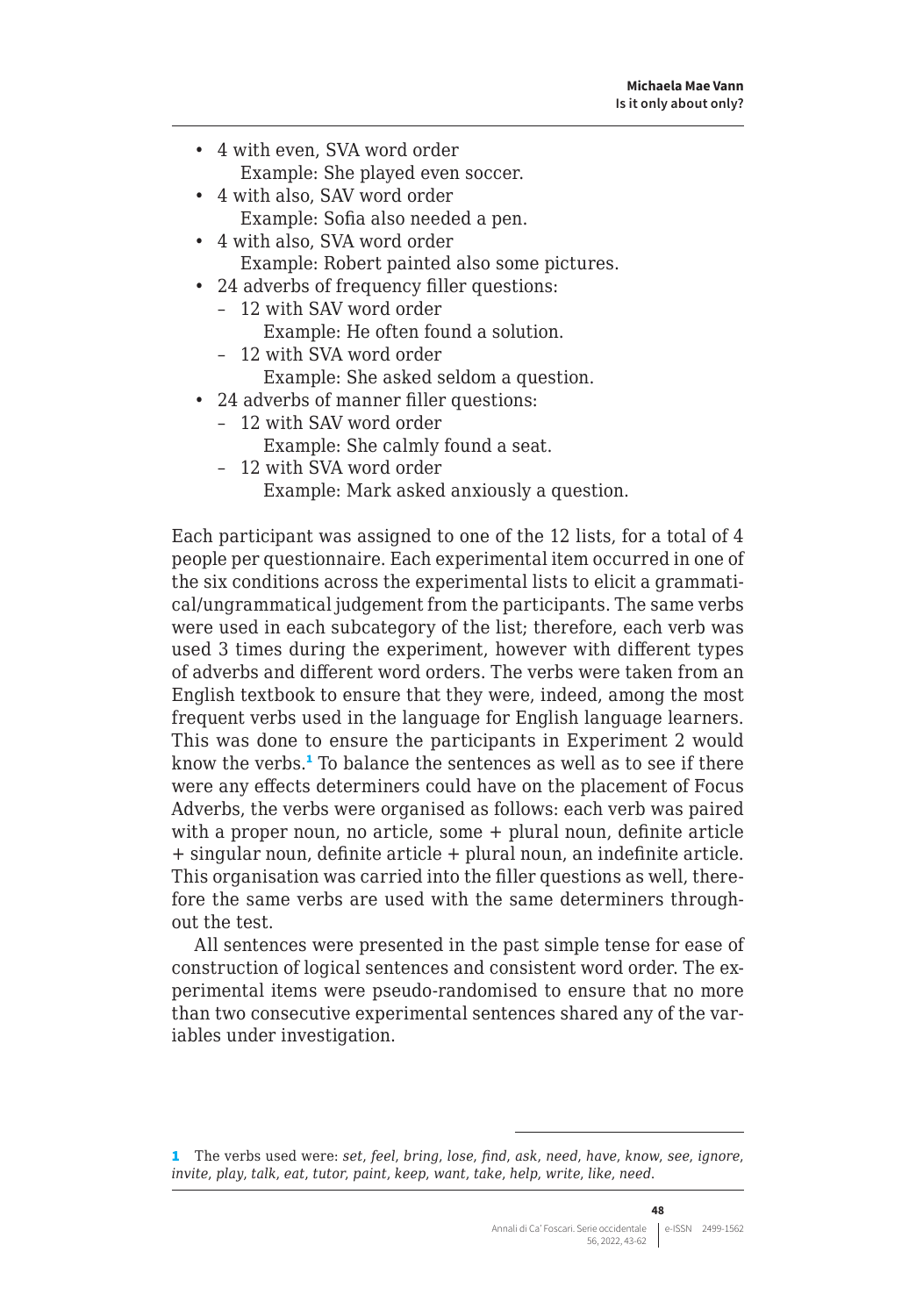- 4 with even, SVA word order
  Example: She played even soccer.
- 4 with also, SAV word order
  Example: Sofia also needed a pen.
- 4 with also, SVA word order
  Example: Robert painted also some pictures.
- 24 adverbs of frequency filler questions:
  - 12 with SAV word order
    Example: He often found a solution.
  - 12 with SVA word order
    Example: She asked seldom a question.
- 24 adverbs of manner filler questions:
  - 12 with SAV word order
    Example: She calmly found a seat.
  - 12 with SVA word order
    Example: Mark asked anxiously a question.

Each participant was assigned to one of the 12 lists, for a total of 4 people per questionnaire. Each experimental item occurred in one of the six conditions across the experimental lists to elicit a grammatical/ungrammatical judgement from the participants. The same verbs were used in each subcategory of the list; therefore, each verb was used 3 times during the experiment, however with different types of adverbs and different word orders. The verbs were taken from an English textbook to ensure that they were, indeed, among the most frequent verbs used in the language for English language learners. This was done to ensure the participants in Experiment 2 would know the verbs.[1] To balance the sentences as well as to see if there were any effects determiners could have on the placement of Focus Adverbs, the verbs were organised as follows: each verb was paired with a proper noun, no article, some + plural noun, definite article + singular noun, definite article + plural noun, an indefinite article. This organisation was carried into the filler questions as well, therefore the same verbs are used with the same determiners throughout the test.

All sentences were presented in the past simple tense for ease of construction of logical sentences and consistent word order. The experimental items were pseudo-randomised to ensure that no more than two consecutive experimental sentences shared any of the variables under investigation.

---

1 The verbs used were: *set, feel, bring, lose, find, ask, need, have, know, see, ignore, invite, play, talk, eat, tutor, paint, keep, want, take, help, write, like, need.*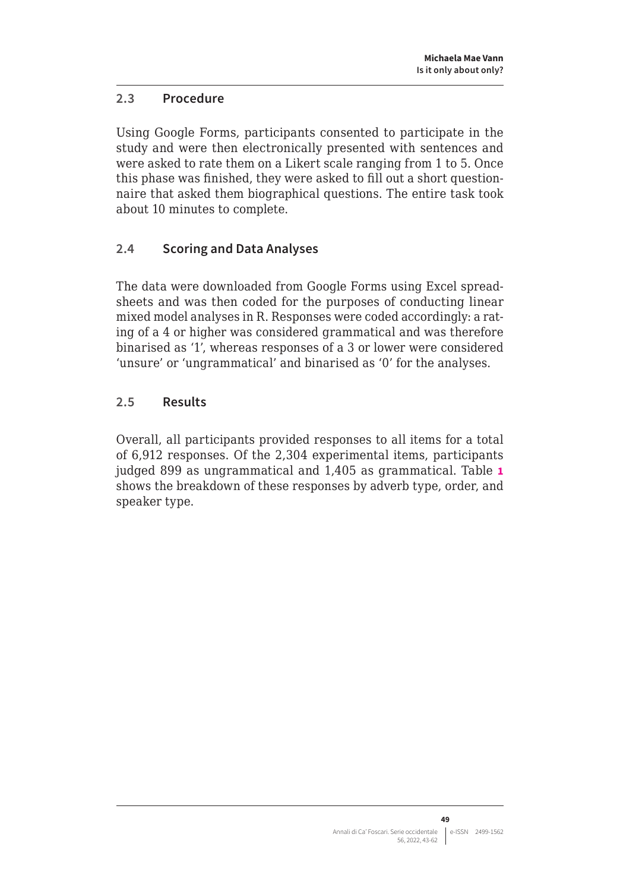### 2.3 Procedure

Using Google Forms, participants consented to participate in the study and were then electronically presented with sentences and were asked to rate them on a Likert scale ranging from 1 to 5. Once this phase was finished, they were asked to fill out a short questionnaire that asked them biographical questions. The entire task took about 10 minutes to complete.

### 2.4 Scoring and Data Analyses

The data were downloaded from Google Forms using Excel spreadsheets and was then coded for the purposes of conducting linear mixed model analyses in R. Responses were coded accordingly: a rating of a 4 or higher was considered grammatical and was therefore binarised as '1', whereas responses of a 3 or lower were considered 'unsure' or 'ungrammatical' and binarised as '0' for the analyses.

### 2.5 Results

Overall, all participants provided responses to all items for a total of 6,912 responses. Of the 2,304 experimental items, participants judged 899 as ungrammatical and 1,405 as grammatical. Table 1 shows the breakdown of these responses by adverb type, order, and speaker type.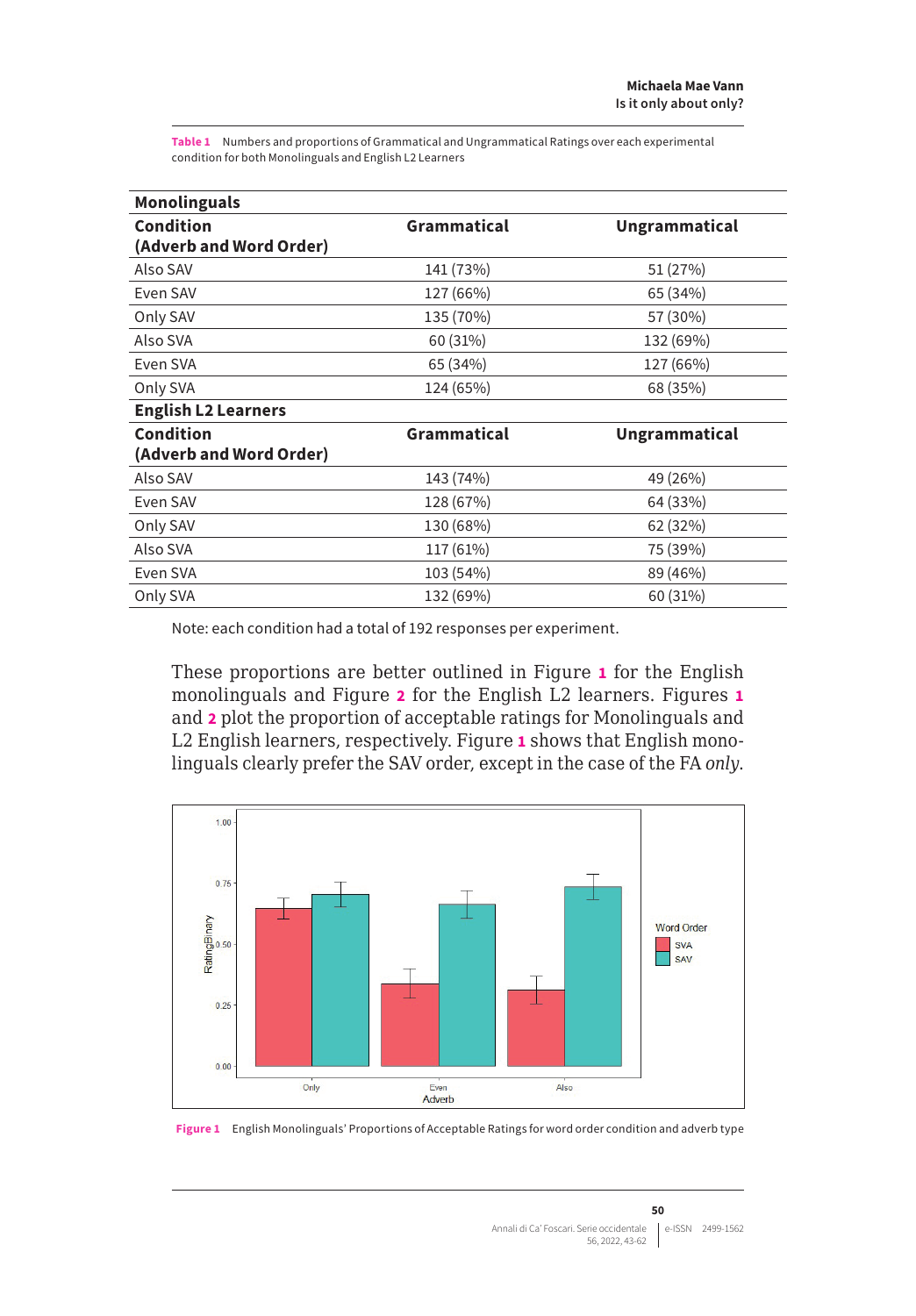**Table 1** Numbers and proportions of Grammatical and Ungrammatical Ratings over each experimental condition for both Monolinguals and English L2 Learners

| **Monolinguals** | | |
|---|---|---|
| **Condition (Adverb and Word Order)** | **Grammatical** | **Ungrammatical** |
| Also SAV | 141 (73%) | 51 (27%) |
| Even SAV | 127 (66%) | 65 (34%) |
| Only SAV | 135 (70%) | 57 (30%) |
| Also SVA | 60 (31%) | 132 (69%) |
| Even SVA | 65 (34%) | 127 (66%) |
| Only SVA | 124 (65%) | 68 (35%) |
| **English L2 Learners** | | |
| **Condition (Adverb and Word Order)** | **Grammatical** | **Ungrammatical** |
| Also SAV | 143 (74%) | 49 (26%) |
| Even SAV | 128 (67%) | 64 (33%) |
| Only SAV | 130 (68%) | 62 (32%) |
| Also SVA | 117 (61%) | 75 (39%) |
| Even SVA | 103 (54%) | 89 (46%) |
| Only SVA | 132 (69%) | 60 (31%) |

Note: each condition had a total of 192 responses per experiment.

These proportions are better outlined in Figure 1 for the English monolinguals and Figure 2 for the English L2 learners. Figures 1 and 2 plot the proportion of acceptable ratings for Monolinguals and L2 English learners, respectively. Figure 1 shows that English monolinguals clearly prefer the SAV order, except in the case of the FA *only*.

**Figure 1** English Monolinguals' Proportions of Acceptable Ratings for word order condition and adverb type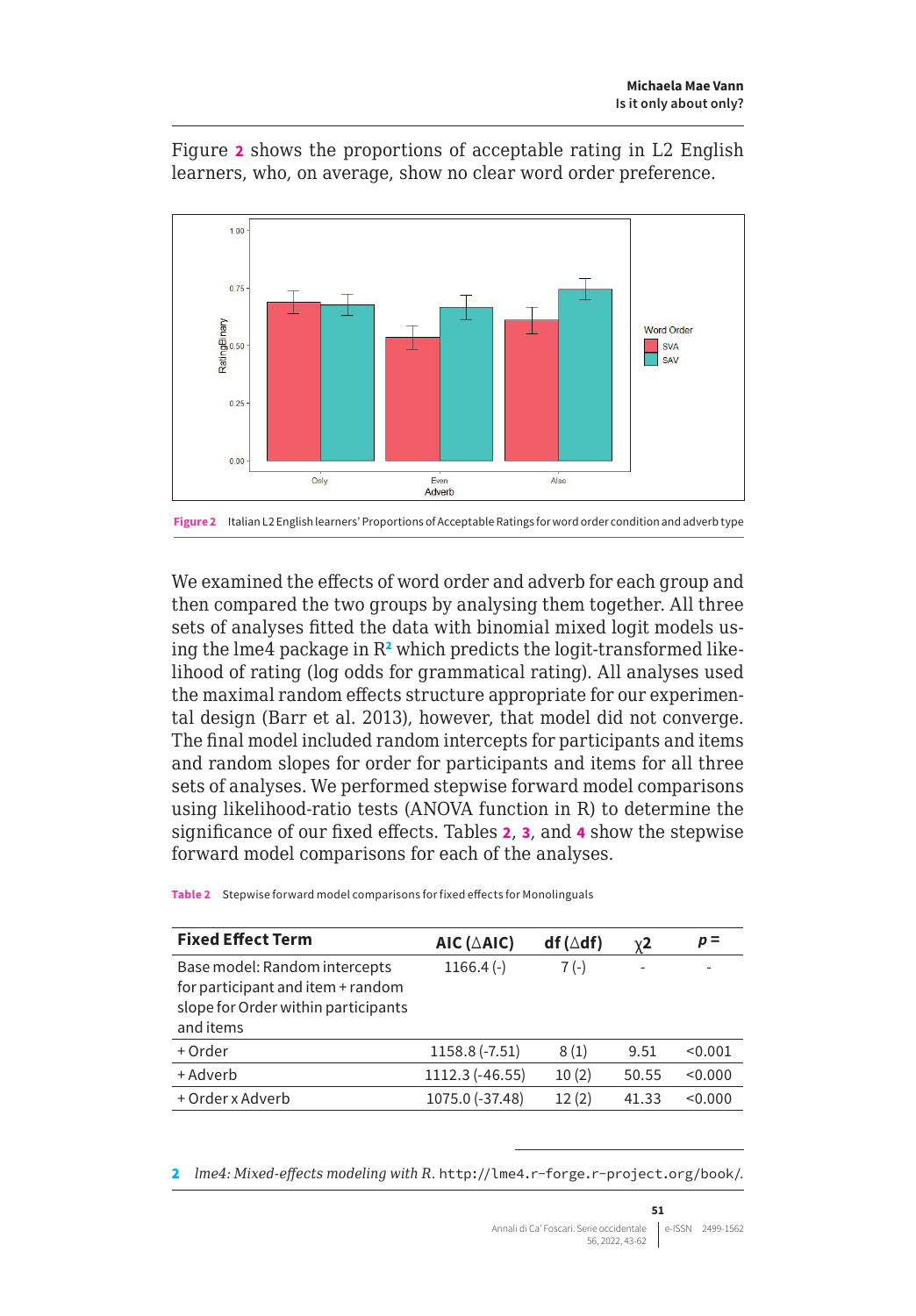Figure 2 shows the proportions of acceptable rating in L2 English learners, who, on average, show no clear word order preference.

Figure 2 Italian L2 English learners' Proportions of Acceptable Ratings for word order condition and adverb type

We examined the effects of word order and adverb for each group and then compared the two groups by analysing them together. All three sets of analyses fitted the data with binomial mixed logit models using the lme4 package in R[2] which predicts the logit-transformed likelihood of rating (log odds for grammatical rating). All analyses used the maximal random effects structure appropriate for our experimental design (Barr et al. 2013), however, that model did not converge. The final model included random intercepts for participants and items and random slopes for order for participants and items for all three sets of analyses. We performed stepwise forward model comparisons using likelihood-ratio tests (ANOVA function in R) to determine the significance of our fixed effects. Tables 2, 3, and 4 show the stepwise forward model comparisons for each of the analyses.

Table 2 Stepwise forward model comparisons for fixed effects for Monolinguals

| Fixed Effect Term | AIC (△AIC) | df (△df) | $\chi 2$ | $p =$ |
|---|---|---|---|---|
| Base model: Random intercepts for participant and item + random slope for Order within participants and items | 1166.4 (-) | 7 (-) | - | - |
| + Order | 1158.8 (-7.51) | 8 (1) | 9.51 | <0.001 |
| + Adverb | 1112.3 (-46.55) | 10 (2) | 50.55 | <0.000 |
| + Order x Adverb | 1075.0 (-37.48) | 12 (2) | 41.33 | <0.000 |

2 *lme4: Mixed-effects modeling with R*. http://lme4.r-forge.r-project.org/book/.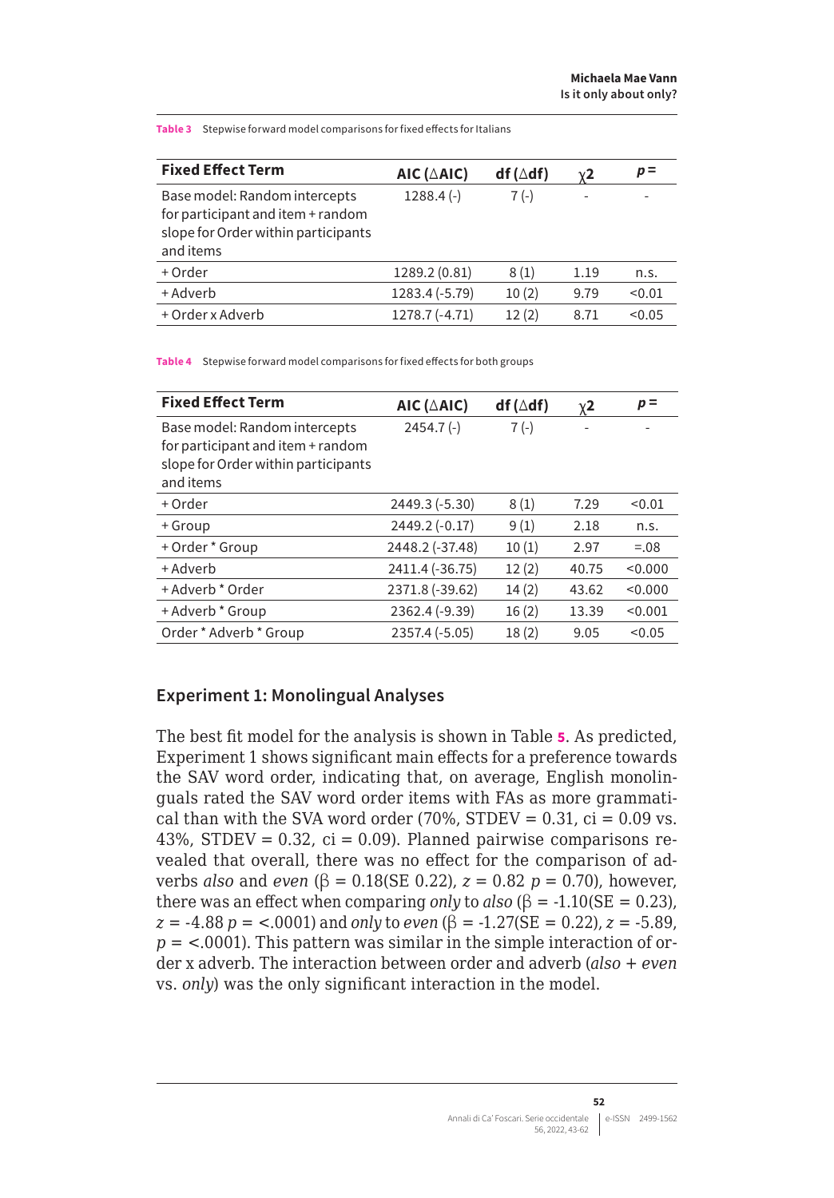**Table 3** Stepwise forward model comparisons for fixed effects for Italians

| Fixed Effect Term | AIC (△AIC) | df (△df) | χ2 | p = |
|---|---|---|---|---|
| Base model: Random intercepts for participant and item + random slope for Order within participants and items | 1288.4 (-) | 7 (-) | - | - |
| + Order | 1289.2 (0.81) | 8 (1) | 1.19 | n.s. |
| + Adverb | 1283.4 (-5.79) | 10 (2) | 9.79 | <0.01 |
| + Order x Adverb | 1278.7 (-4.71) | 12 (2) | 8.71 | <0.05 |

**Table 4** Stepwise forward model comparisons for fixed effects for both groups

| Fixed Effect Term | AIC (△AIC) | df (△df) | χ2 | p = |
|---|---|---|---|---|
| Base model: Random intercepts for participant and item + random slope for Order within participants and items | 2454.7 (-) | 7 (-) | - | - |
| + Order | 2449.3 (-5.30) | 8 (1) | 7.29 | <0.01 |
| + Group | 2449.2 (-0.17) | 9 (1) | 2.18 | n.s. |
| + Order * Group | 2448.2 (-37.48) | 10 (1) | 2.97 | =.08 |
| + Adverb | 2411.4 (-36.75) | 12 (2) | 40.75 | <0.000 |
| + Adverb * Order | 2371.8 (-39.62) | 14 (2) | 43.62 | <0.000 |
| + Adverb * Group | 2362.4 (-9.39) | 16 (2) | 13.39 | <0.001 |
| Order * Adverb * Group | 2357.4 (-5.05) | 18 (2) | 9.05 | <0.05 |

## Experiment 1: Monolingual Analyses

The best fit model for the analysis is shown in Table 5. As predicted, Experiment 1 shows significant main effects for a preference towards the SAV word order, indicating that, on average, English monolinguals rated the SAV word order items with FAs as more grammatical than with the SVA word order (70%, STDEV = 0.31, ci = 0.09 vs. 43%, STDEV = 0.32, ci = 0.09). Planned pairwise comparisons revealed that overall, there was no effect for the comparison of adverbs *also* and *even* ($\beta$ = 0.18(SE 0.22), $z$ = 0.82 $p$ = 0.70), however, there was an effect when comparing *only* to *also* ($\beta$ = -1.10(SE = 0.23), $z$ = -4.88 $p$ = <.0001) and *only* to *even* ($\beta$ = -1.27(SE = 0.22), $z$ = -5.89, $p$ = <.0001). This pattern was similar in the simple interaction of order x adverb. The interaction between order and adverb (*also* + *even* vs. *only*) was the only significant interaction in the model.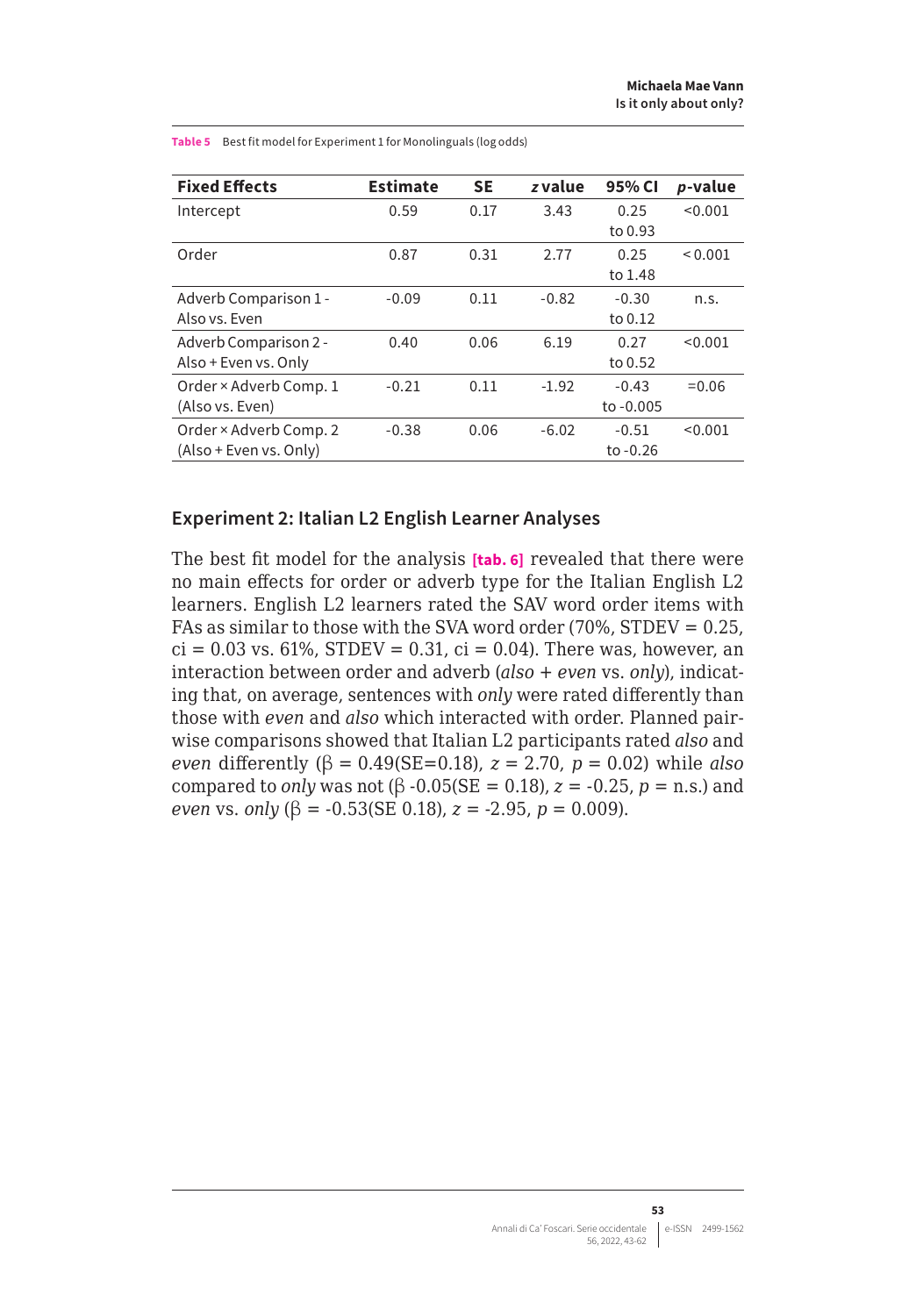**Table 5** Best fit model for Experiment 1 for Monolinguals (log odds)

| Fixed Effects | Estimate | SE | *z* value | 95% CI | *p*-value |
|---|---|---|---|---|---|
| Intercept | 0.59 | 0.17 | 3.43 | 0.25 to 0.93 | <0.001 |
| Order | 0.87 | 0.31 | 2.77 | 0.25 to 1.48 | < 0.001 |
| Adverb Comparison 1 - Also vs. Even | -0.09 | 0.11 | -0.82 | -0.30 to 0.12 | n.s. |
| Adverb Comparison 2 - Also + Even vs. Only | 0.40 | 0.06 | 6.19 | 0.27 to 0.52 | <0.001 |
| Order × Adverb Comp. 1 (Also vs. Even) | -0.21 | 0.11 | -1.92 | -0.43 to -0.005 | =0.06 |
| Order × Adverb Comp. 2 (Also + Even vs. Only) | -0.38 | 0.06 | -6.02 | -0.51 to -0.26 | <0.001 |

## Experiment 2: Italian L2 English Learner Analyses

The best fit model for the analysis **[tab. 6]** revealed that there were no main effects for order or adverb type for the Italian English L2 learners. English L2 learners rated the SAV word order items with FAs as similar to those with the SVA word order (70%, STDEV = 0.25, ci = 0.03 vs. 61%, STDEV = 0.31, ci = 0.04). There was, however, an interaction between order and adverb (*also* + *even* vs. *only*), indicating that, on average, sentences with *only* were rated differently than those with *even* and *also* which interacted with order. Planned pairwise comparisons showed that Italian L2 participants rated *also* and *even* differently ($\beta$ = 0.49(SE=0.18), $z$ = 2.70, $p$ = 0.02) while *also* compared to *only* was not ($\beta$ -0.05(SE = 0.18), $z$ = -0.25, $p$ = n.s.) and *even* vs. *only* ($\beta$ = -0.53(SE 0.18), $z$ = -2.95, $p$ = 0.009).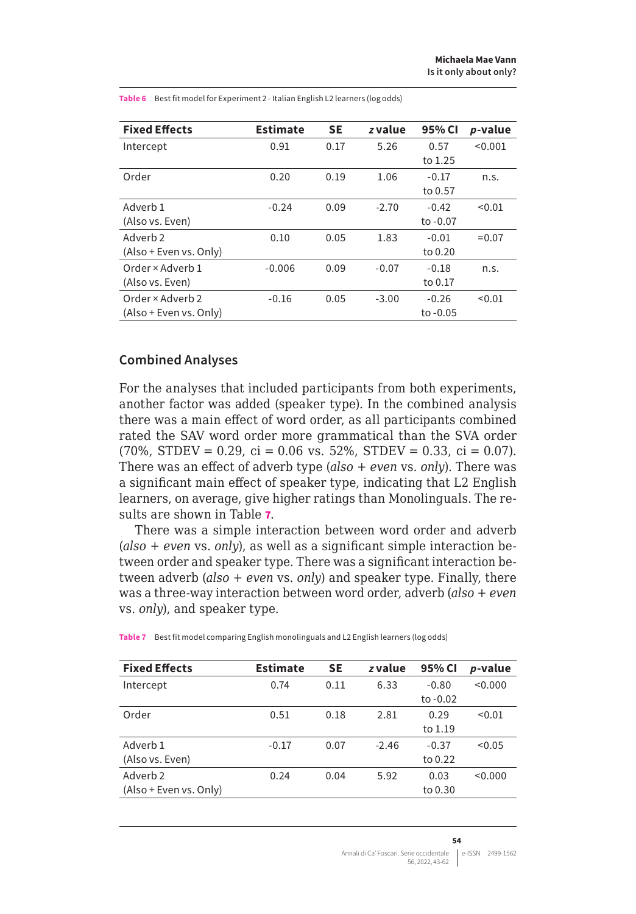**Table 6** Best fit model for Experiment 2 - Italian English L2 learners (log odds)

| Fixed Effects | Estimate | SE | *z* value | 95% CI | *p*-value |
|---|---|---|---|---|---|
| Intercept | 0.91 | 0.17 | 5.26 | 0.57 to 1.25 | <0.001 |
| Order | 0.20 | 0.19 | 1.06 | -0.17 to 0.57 | n.s. |
| Adverb 1 (Also vs. Even) | -0.24 | 0.09 | -2.70 | -0.42 to -0.07 | <0.01 |
| Adverb 2 (Also + Even vs. Only) | 0.10 | 0.05 | 1.83 | -0.01 to 0.20 | =0.07 |
| Order × Adverb 1 (Also vs. Even) | -0.006 | 0.09 | -0.07 | -0.18 to 0.17 | n.s. |
| Order × Adverb 2 (Also + Even vs. Only) | -0.16 | 0.05 | -3.00 | -0.26 to -0.05 | <0.01 |

## Combined Analyses

For the analyses that included participants from both experiments, another factor was added (speaker type). In the combined analysis there was a main effect of word order, as all participants combined rated the SAV word order more grammatical than the SVA order (70%, STDEV = 0.29, ci = 0.06 vs. 52%, STDEV = 0.33, ci = 0.07). There was an effect of adverb type (*also* + *even* vs. *only*). There was a significant main effect of speaker type, indicating that L2 English learners, on average, give higher ratings than Monolinguals. The results are shown in Table 7.

There was a simple interaction between word order and adverb (*also* + *even* vs. *only*), as well as a significant simple interaction between order and speaker type. There was a significant interaction between adverb (*also* + *even* vs. *only*) and speaker type. Finally, there was a three-way interaction between word order, adverb (*also* + *even* vs. *only*), and speaker type.

**Table 7** Best fit model comparing English monolinguals and L2 English learners (log odds)

| Fixed Effects | Estimate | SE | *z* value | 95% CI | *p*-value |
|---|---|---|---|---|---|
| Intercept | 0.74 | 0.11 | 6.33 | -0.80 to -0.02 | <0.000 |
| Order | 0.51 | 0.18 | 2.81 | 0.29 to 1.19 | <0.01 |
| Adverb 1 (Also vs. Even) | -0.17 | 0.07 | -2.46 | -0.37 to 0.22 | <0.05 |
| Adverb 2 (Also + Even vs. Only) | 0.24 | 0.04 | 5.92 | 0.03 to 0.30 | <0.000 |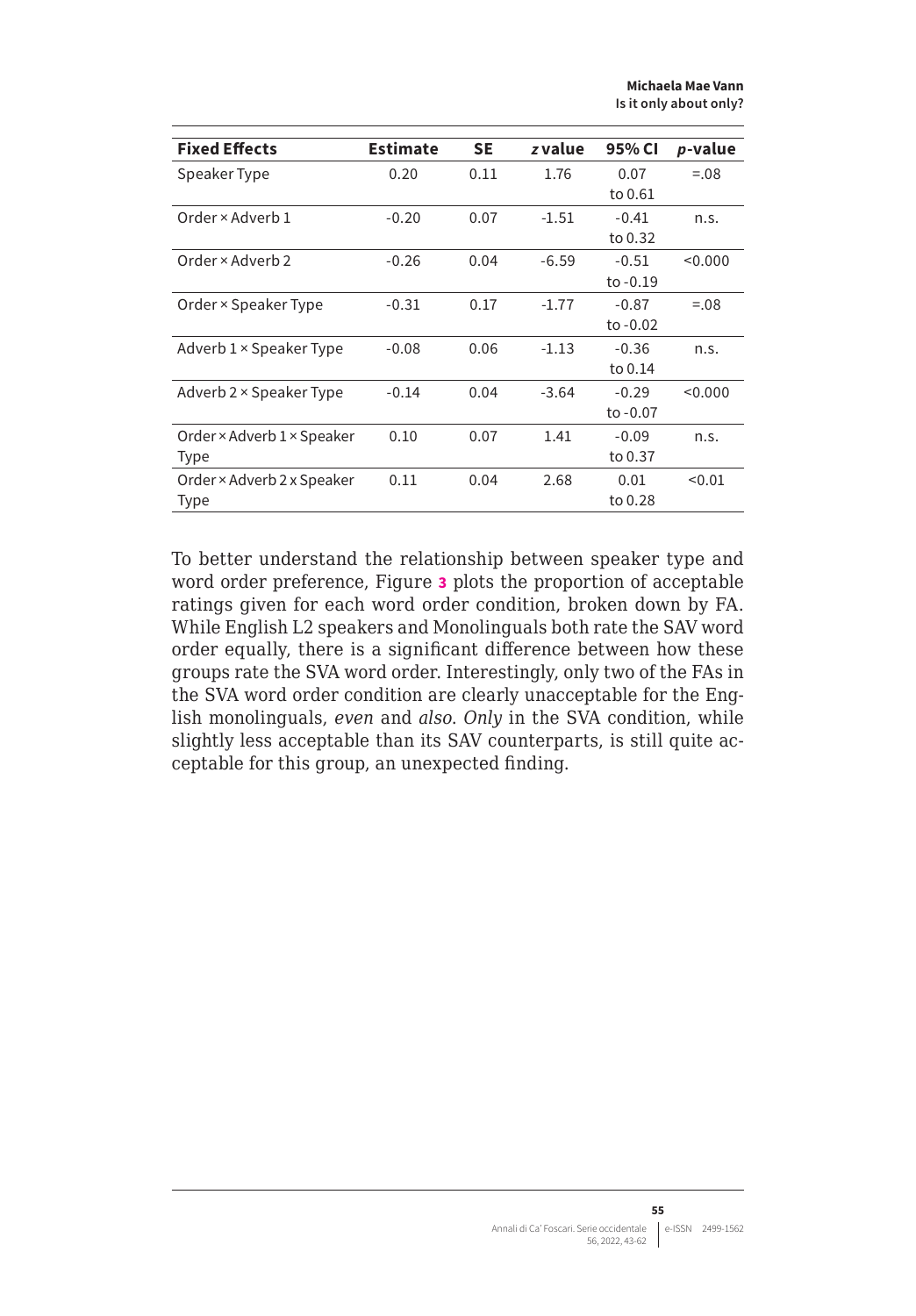| Fixed Effects | Estimate | SE | *z* value | 95% CI | *p*-value |
|---|---|---|---|---|---|
| Speaker Type | 0.20 | 0.11 | 1.76 | 0.07 to 0.61 | =.08 |
| Order × Adverb 1 | -0.20 | 0.07 | -1.51 | -0.41 to 0.32 | n.s. |
| Order × Adverb 2 | -0.26 | 0.04 | -6.59 | -0.51 to -0.19 | <0.000 |
| Order × Speaker Type | -0.31 | 0.17 | -1.77 | -0.87 to -0.02 | =.08 |
| Adverb 1 × Speaker Type | -0.08 | 0.06 | -1.13 | -0.36 to 0.14 | n.s. |
| Adverb 2 × Speaker Type | -0.14 | 0.04 | -3.64 | -0.29 to -0.07 | <0.000 |
| Order × Adverb 1 × Speaker Type | 0.10 | 0.07 | 1.41 | -0.09 to 0.37 | n.s. |
| Order × Adverb 2 x Speaker Type | 0.11 | 0.04 | 2.68 | 0.01 to 0.28 | <0.01 |

To better understand the relationship between speaker type and word order preference, Figure 3 plots the proportion of acceptable ratings given for each word order condition, broken down by FA. While English L2 speakers and Monolinguals both rate the SAV word order equally, there is a significant difference between how these groups rate the SVA word order. Interestingly, only two of the FAs in the SVA word order condition are clearly unacceptable for the English monolinguals, *even* and *also*. *Only* in the SVA condition, while slightly less acceptable than its SAV counterparts, is still quite acceptable for this group, an unexpected finding.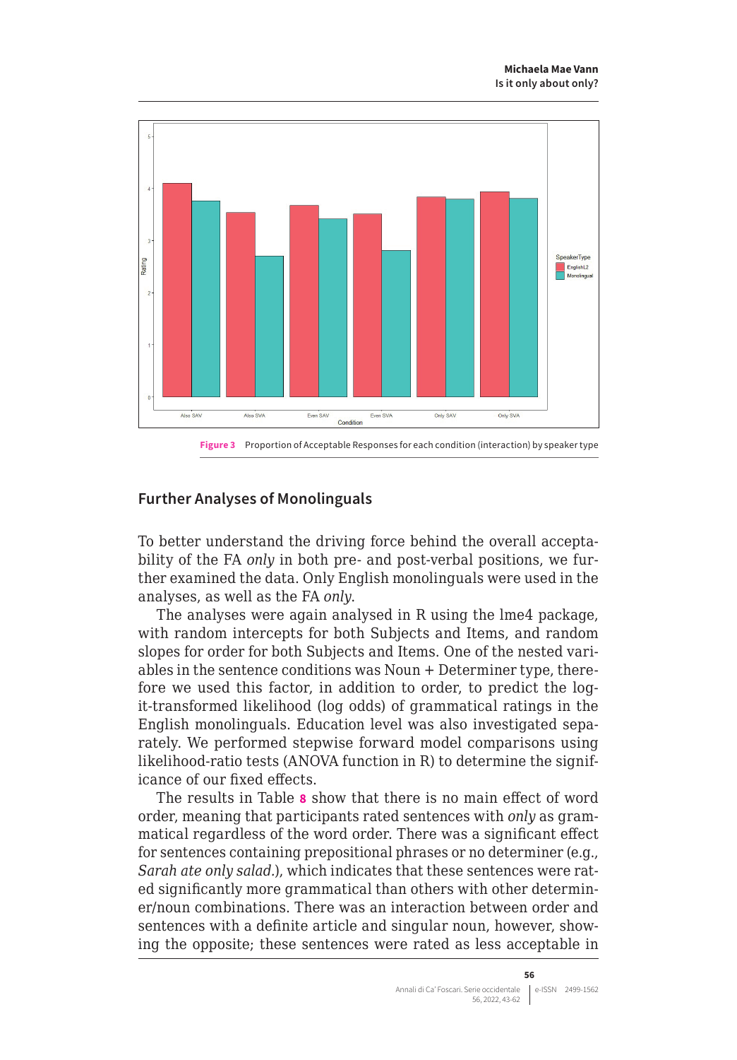Figure 3 Proportion of Acceptable Responses for each condition (interaction) by speaker type

## Further Analyses of Monolinguals

To better understand the driving force behind the overall acceptability of the FA *only* in both pre- and post-verbal positions, we further examined the data. Only English monolinguals were used in the analyses, as well as the FA *only*.

The analyses were again analysed in R using the lme4 package, with random intercepts for both Subjects and Items, and random slopes for order for both Subjects and Items. One of the nested variables in the sentence conditions was Noun + Determiner type, therefore we used this factor, in addition to order, to predict the logit-transformed likelihood (log odds) of grammatical ratings in the English monolinguals. Education level was also investigated separately. We performed stepwise forward model comparisons using likelihood-ratio tests (ANOVA function in R) to determine the significance of our fixed effects.

The results in Table 8 show that there is no main effect of word order, meaning that participants rated sentences with *only* as grammatical regardless of the word order. There was a significant effect for sentences containing prepositional phrases or no determiner (e.g., *Sarah ate only salad.*), which indicates that these sentences were rated significantly more grammatical than others with other determiner/noun combinations. There was an interaction between order and sentences with a definite article and singular noun, however, showing the opposite; these sentences were rated as less acceptable in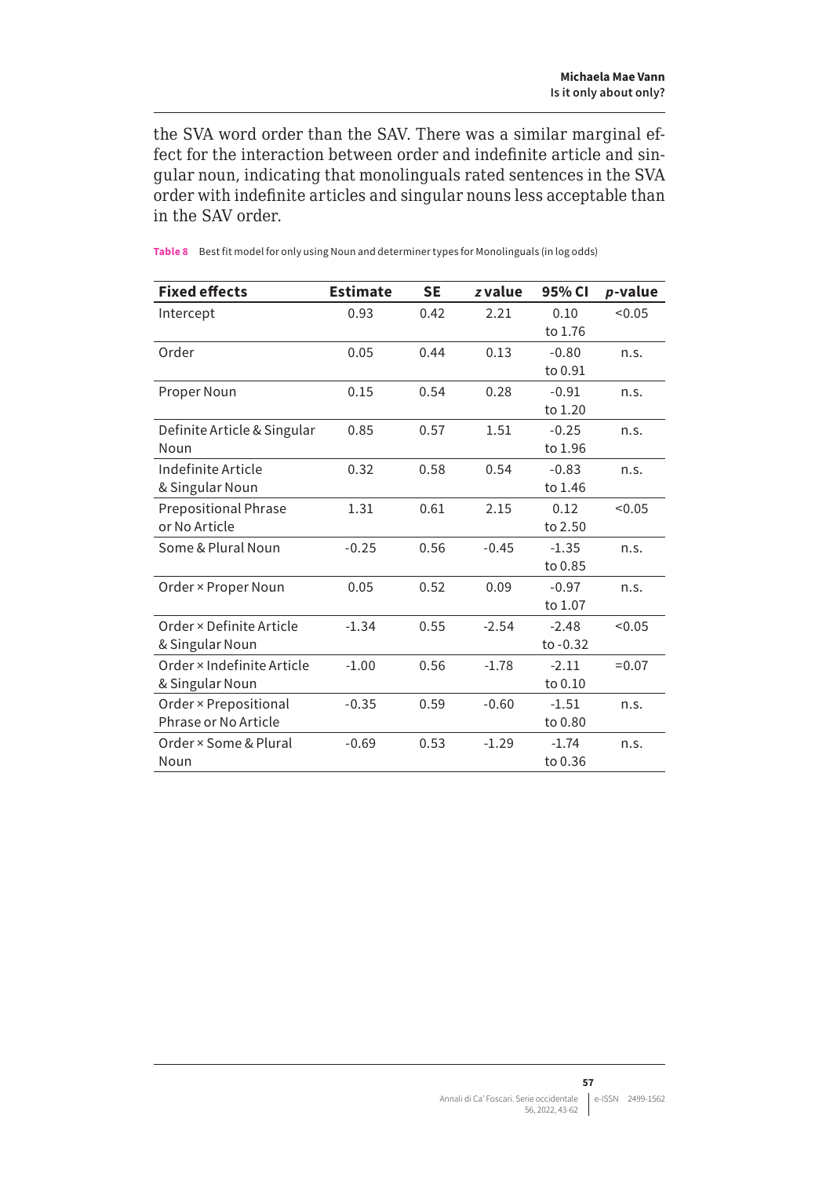the SVA word order than the SAV. There was a similar marginal effect for the interaction between order and indefinite article and singular noun, indicating that monolinguals rated sentences in the SVA order with indefinite articles and singular nouns less acceptable than in the SAV order.

**Table 8** Best fit model for only using Noun and determiner types for Monolinguals (in log odds)

| Fixed effects | Estimate | SE | *z* value | 95% CI | *p*-value |
|---|---|---|---|---|---|
| Intercept | 0.93 | 0.42 | 2.21 | 0.10 to 1.76 | <0.05 |
| Order | 0.05 | 0.44 | 0.13 | -0.80 to 0.91 | n.s. |
| Proper Noun | 0.15 | 0.54 | 0.28 | -0.91 to 1.20 | n.s. |
| Definite Article & Singular Noun | 0.85 | 0.57 | 1.51 | -0.25 to 1.96 | n.s. |
| Indefinite Article & Singular Noun | 0.32 | 0.58 | 0.54 | -0.83 to 1.46 | n.s. |
| Prepositional Phrase or No Article | 1.31 | 0.61 | 2.15 | 0.12 to 2.50 | <0.05 |
| Some & Plural Noun | -0.25 | 0.56 | -0.45 | -1.35 to 0.85 | n.s. |
| Order × Proper Noun | 0.05 | 0.52 | 0.09 | -0.97 to 1.07 | n.s. |
| Order × Definite Article & Singular Noun | -1.34 | 0.55 | -2.54 | -2.48 to -0.32 | <0.05 |
| Order × Indefinite Article & Singular Noun | -1.00 | 0.56 | -1.78 | -2.11 to 0.10 | =0.07 |
| Order × Prepositional Phrase or No Article | -0.35 | 0.59 | -0.60 | -1.51 to 0.80 | n.s. |
| Order × Some & Plural Noun | -0.69 | 0.53 | -1.29 | -1.74 to 0.36 | n.s. |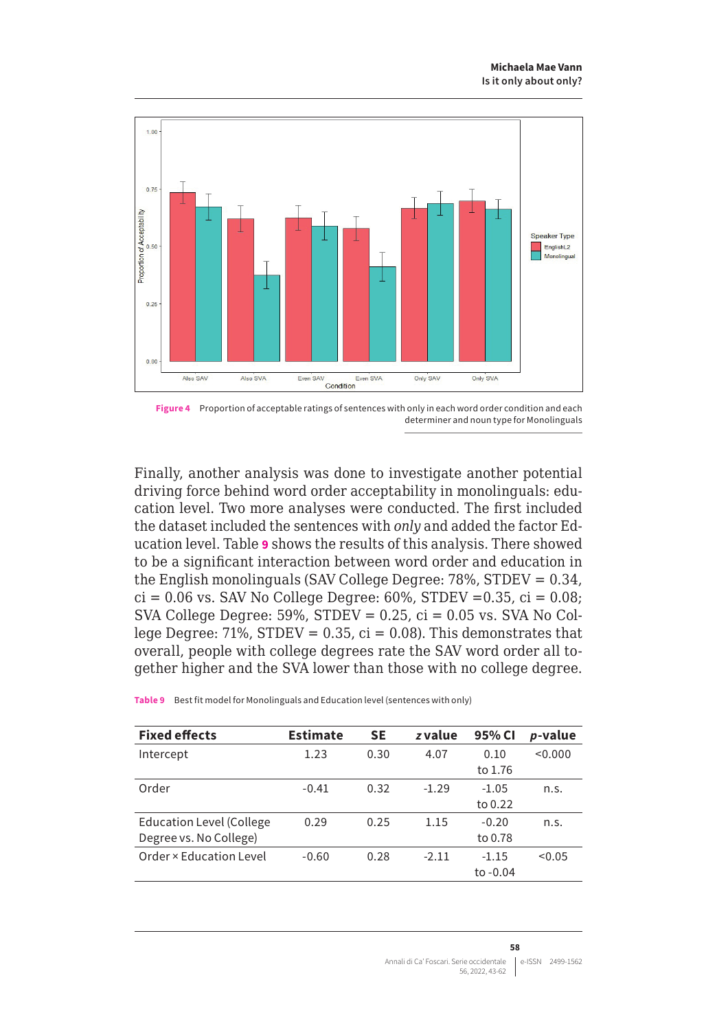Figure 4 Proportion of acceptable ratings of sentences with only in each word order condition and each determiner and noun type for Monolinguals

Finally, another analysis was done to investigate another potential driving force behind word order acceptability in monolinguals: education level. Two more analyses were conducted. The first included the dataset included the sentences with *only* and added the factor Education level. Table 9 shows the results of this analysis. There showed to be a significant interaction between word order and education in the English monolinguals (SAV College Degree: 78%, STDEV = 0.34, ci = 0.06 vs. SAV No College Degree: 60%, STDEV =0.35, ci = 0.08; SVA College Degree: 59%, STDEV = 0.25, ci = 0.05 vs. SVA No College Degree: 71%, STDEV = 0.35, ci = 0.08). This demonstrates that overall, people with college degrees rate the SAV word order all together higher and the SVA lower than those with no college degree.

**Table 9** Best fit model for Monolinguals and Education level (sentences with only)

| Fixed effects | Estimate | SE | *z* value | 95% CI | *p*-value |
|---|---|---|---|---|---|
| Intercept | 1.23 | 0.30 | 4.07 | 0.10 to 1.76 | <0.000 |
| Order | -0.41 | 0.32 | -1.29 | -1.05 to 0.22 | n.s. |
| Education Level (College Degree vs. No College) | 0.29 | 0.25 | 1.15 | -0.20 to 0.78 | n.s. |
| Order × Education Level | -0.60 | 0.28 | -2.11 | -1.15 to -0.04 | <0.05 |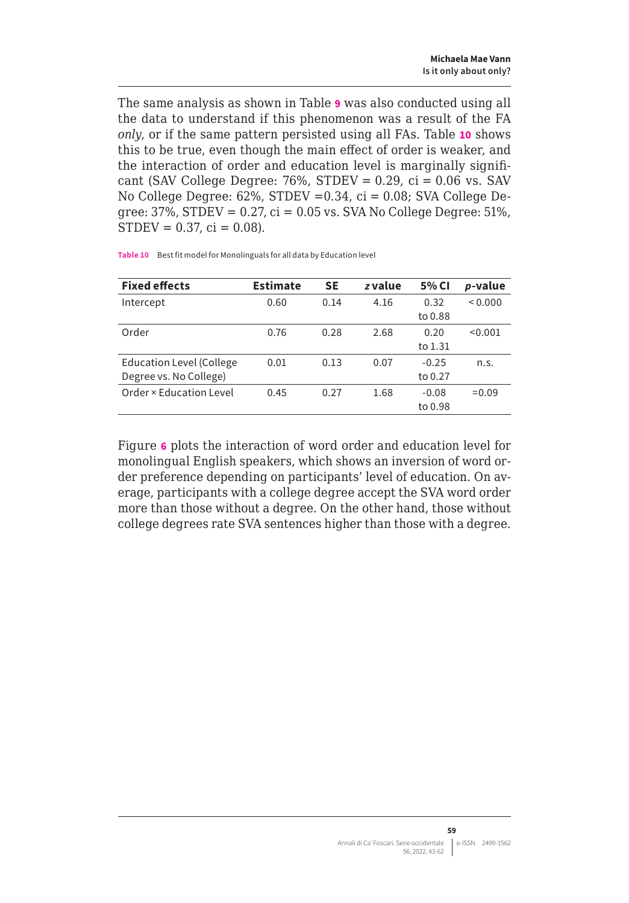The same analysis as shown in Table **9** was also conducted using all the data to understand if this phenomenon was a result of the FA *only*, or if the same pattern persisted using all FAs. Table **10** shows this to be true, even though the main effect of order is weaker, and the interaction of order and education level is marginally significant (SAV College Degree: 76%, STDEV = 0.29, ci = 0.06 vs. SAV No College Degree: 62%, STDEV =0.34, ci = 0.08; SVA College Degree: 37%, STDEV = 0.27, ci = 0.05 vs. SVA No College Degree: 51%, STDEV = 0.37, ci = 0.08).

**Table 10** Best fit model for Monolinguals for all data by Education level

| Fixed effects | Estimate | SE | *z* value | 5% CI | *p*-value |
|---|---|---|---|---|---|
| Intercept | 0.60 | 0.14 | 4.16 | 0.32 to 0.88 | < 0.000 |
| Order | 0.76 | 0.28 | 2.68 | 0.20 to 1.31 | <0.001 |
| Education Level (College Degree vs. No College) | 0.01 | 0.13 | 0.07 | -0.25 to 0.27 | n.s. |
| Order × Education Level | 0.45 | 0.27 | 1.68 | -0.08 to 0.98 | =0.09 |

Figure **6** plots the interaction of word order and education level for monolingual English speakers, which shows an inversion of word order preference depending on participants' level of education. On average, participants with a college degree accept the SVA word order more than those without a degree. On the other hand, those without college degrees rate SVA sentences higher than those with a degree.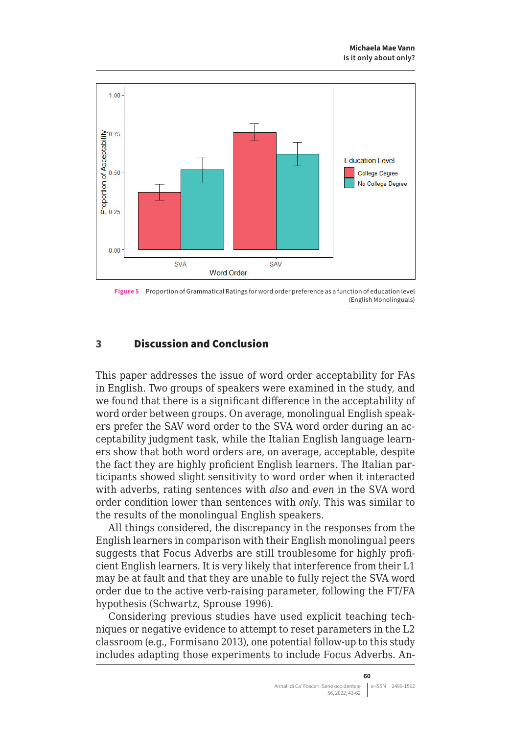**Figure 5** Proportion of Grammatical Ratings for word order preference as a function of education level (English Monolinguals)

## 3 Discussion and Conclusion

This paper addresses the issue of word order acceptability for FAs in English. Two groups of speakers were examined in the study, and we found that there is a significant difference in the acceptability of word order between groups. On average, monolingual English speakers prefer the SAV word order to the SVA word order during an acceptability judgment task, while the Italian English language learners show that both word orders are, on average, acceptable, despite the fact they are highly proficient English learners. The Italian participants showed slight sensitivity to word order when it interacted with adverbs, rating sentences with *also* and *even* in the SVA word order condition lower than sentences with *only*. This was similar to the results of the monolingual English speakers.

All things considered, the discrepancy in the responses from the English learners in comparison with their English monolingual peers suggests that Focus Adverbs are still troublesome for highly proficient English learners. It is very likely that interference from their L1 may be at fault and that they are unable to fully reject the SVA word order due to the active verb-raising parameter, following the FT/FA hypothesis (Schwartz, Sprouse 1996).

Considering previous studies have used explicit teaching techniques or negative evidence to attempt to reset parameters in the L2 classroom (e.g., Formisano 2013), one potential follow-up to this study includes adapting those experiments to include Focus Adverbs. An-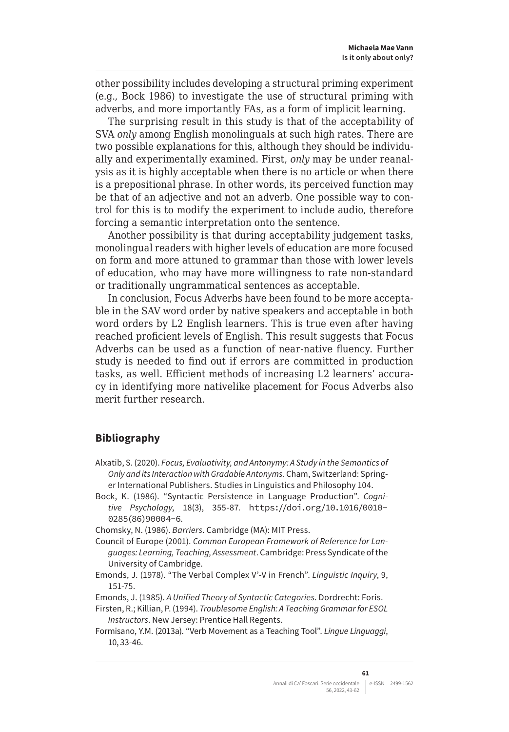other possibility includes developing a structural priming experiment (e.g., Bock 1986) to investigate the use of structural priming with adverbs, and more importantly FAs, as a form of implicit learning.

The surprising result in this study is that of the acceptability of SVA *only* among English monolinguals at such high rates. There are two possible explanations for this, although they should be individually and experimentally examined. First, *only* may be under reanalysis as it is highly acceptable when there is no article or when there is a prepositional phrase. In other words, its perceived function may be that of an adjective and not an adverb. One possible way to control for this is to modify the experiment to include audio, therefore forcing a semantic interpretation onto the sentence.

Another possibility is that during acceptability judgement tasks, monolingual readers with higher levels of education are more focused on form and more attuned to grammar than those with lower levels of education, who may have more willingness to rate non-standard or traditionally ungrammatical sentences as acceptable.

In conclusion, Focus Adverbs have been found to be more acceptable in the SAV word order by native speakers and acceptable in both word orders by L2 English learners. This is true even after having reached proficient levels of English. This result suggests that Focus Adverbs can be used as a function of near-native fluency. Further study is needed to find out if errors are committed in production tasks, as well. Efficient methods of increasing L2 learners' accuracy in identifying more nativelike placement for Focus Adverbs also merit further research.

## Bibliography

Alxatib, S. (2020). *Focus, Evaluativity, and Antonymy: A Study in the Semantics of Only and its Interaction with Gradable Antonyms*. Cham, Switzerland: Springer International Publishers. Studies in Linguistics and Philosophy 104.

Bock, K. (1986). "Syntactic Persistence in Language Production". *Cognitive Psychology*, 18(3), 355-87. https://doi.org/10.1016/0010-0285(86)90004-6.

Chomsky, N. (1986). *Barriers*. Cambridge (MA): MIT Press.

Council of Europe (2001). *Common European Framework of Reference for Languages: Learning, Teaching, Assessment*. Cambridge: Press Syndicate of the University of Cambridge.

Emonds, J. (1978). "The Verbal Complex V'-V in French". *Linguistic Inquiry*, 9, 151-75.

Emonds, J. (1985). *A Unified Theory of Syntactic Categories*. Dordrecht: Foris.

Firsten, R.; Killian, P. (1994). *Troublesome English: A Teaching Grammar for ESOL Instructors*. New Jersey: Prentice Hall Regents.

Formisano, Y.M. (2013a). "Verb Movement as a Teaching Tool". *Lingue Linguaggi*, 10, 33-46.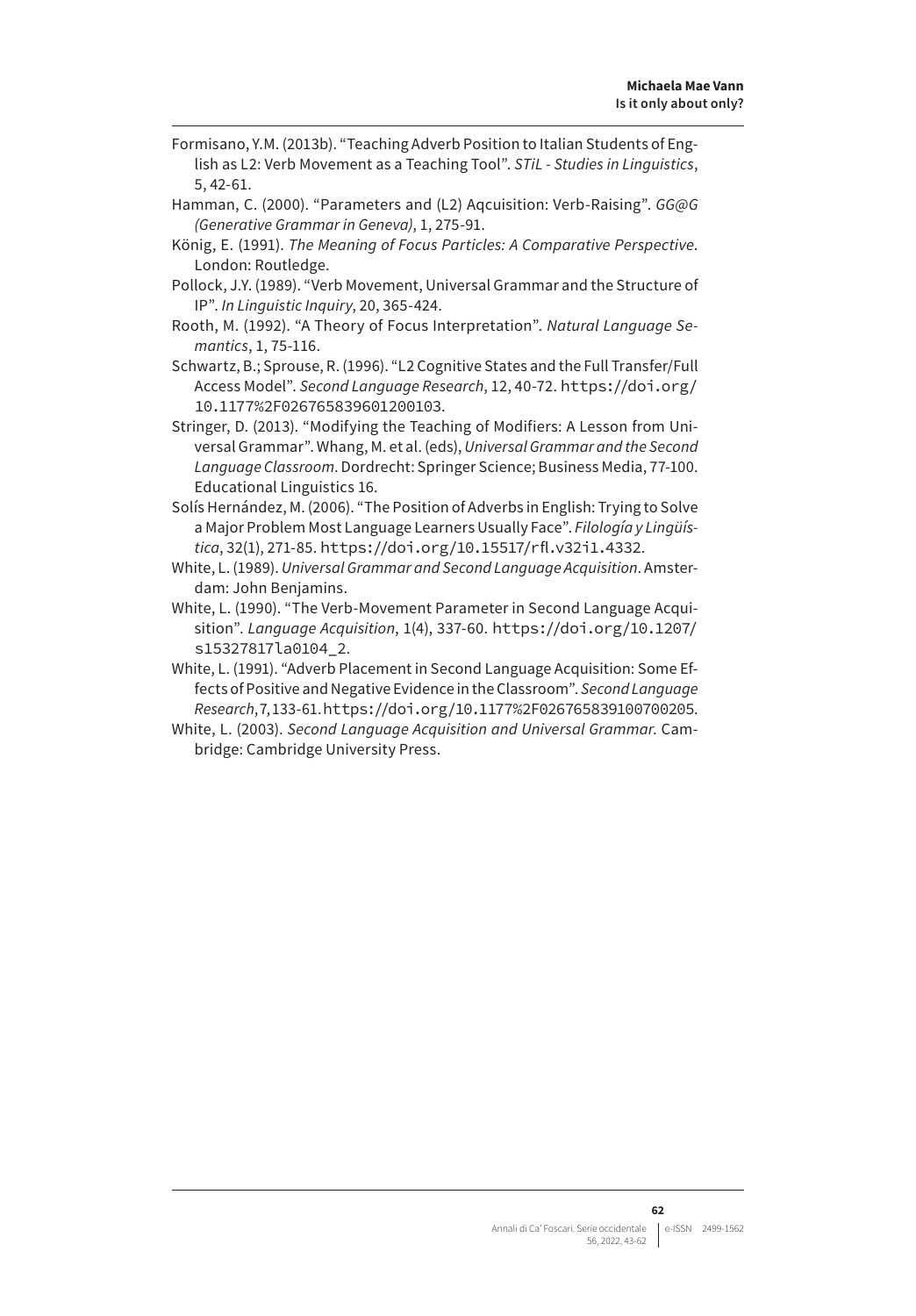Formisano, Y.M. (2013b). "Teaching Adverb Position to Italian Students of English as L2: Verb Movement as a Teaching Tool". *STiL - Studies in Linguistics*, 5, 42-61.

Hamman, C. (2000). "Parameters and (L2) Aqcuisition: Verb-Raising". *GG@G (Generative Grammar in Geneva)*, 1, 275-91.

König, E. (1991). *The Meaning of Focus Particles: A Comparative Perspective*. London: Routledge.

Pollock, J.Y. (1989). "Verb Movement, Universal Grammar and the Structure of IP". *In Linguistic Inquiry*, 20, 365-424.

Rooth, M. (1992). "A Theory of Focus Interpretation". *Natural Language Semantics*, 1, 75-116.

Schwartz, B.; Sprouse, R. (1996). "L2 Cognitive States and the Full Transfer/Full Access Model". *Second Language Research*, 12, 40-72. https://doi.org/10.1177%2F026765839601200103.

Stringer, D. (2013). "Modifying the Teaching of Modifiers: A Lesson from Universal Grammar". Whang, M. et al. (eds), *Universal Grammar and the Second Language Classroom*. Dordrecht: Springer Science; Business Media, 77-100. Educational Linguistics 16.

Solís Hernández, M. (2006). "The Position of Adverbs in English: Trying to Solve a Major Problem Most Language Learners Usually Face". *Filología y Lingüística*, 32(1), 271-85. https://doi.org/10.15517/rfl.v32i1.4332.

White, L. (1989). *Universal Grammar and Second Language Acquisition*. Amsterdam: John Benjamins.

White, L. (1990). "The Verb-Movement Parameter in Second Language Acquisition". *Language Acquisition*, 1(4), 337-60. https://doi.org/10.1207/s15327817la0104_2.

White, L. (1991). "Adverb Placement in Second Language Acquisition: Some Effects of Positive and Negative Evidence in the Classroom". *Second Language Research*, 7, 133-61. https://doi.org/10.1177%2F026765839100700205.

White, L. (2003). *Second Language Acquisition and Universal Grammar.* Cambridge: Cambridge University Press.